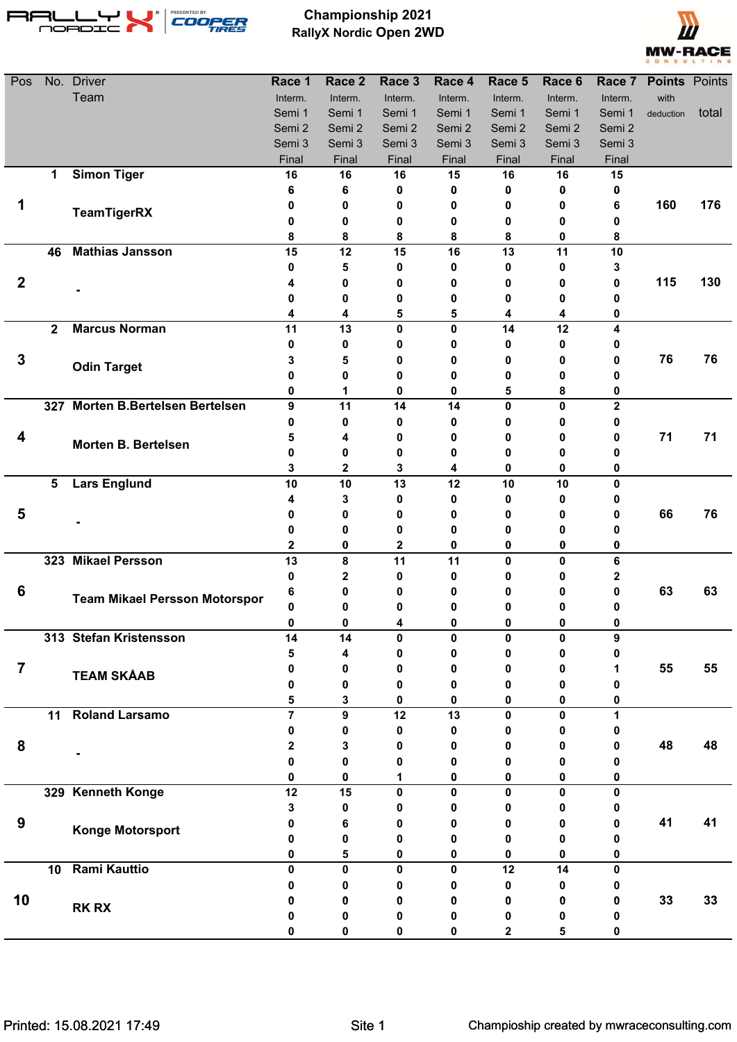# Championship 2021
## RallyX Nordic Open 2WD

| Pos | No. | Driver / Team | Race 1 | Race 2 | Race 3 | Race 4 | Race 5 | Race 6 | Race 7 | Points with deduction | Points total |
|---|---|---|---|---|---|---|---|---|---|---|---|
| | | | Interm. | Interm. | Interm. | Interm. | Interm. | Interm. | Interm. | | |
| | | | Semi 1 | Semi 1 | Semi 1 | Semi 1 | Semi 1 | Semi 1 | Semi 1 | | |
| | | | Semi 2 | Semi 2 | Semi 2 | Semi 2 | Semi 2 | Semi 2 | Semi 2 | | |
| | | | Semi 3 | Semi 3 | Semi 3 | Semi 3 | Semi 3 | Semi 3 | Semi 3 | | |
| | | | Final | Final | Final | Final | Final | Final | Final | | |
| 1 | 1 | Simon Tiger | 16 | 16 | 16 | 15 | 16 | 16 | 15 | 160 | 176 |
| | | | 6 | 6 | 0 | 0 | 0 | 0 | 0 | | |
| | | TeamTigerRX | 0 | 0 | 0 | 0 | 0 | 0 | 6 | | |
| | | | 0 | 0 | 0 | 0 | 0 | 0 | 0 | | |
| | | | 8 | 8 | 8 | 8 | 8 | 0 | 8 | | |
| 2 | 46 | Mathias Jansson | 15 | 12 | 15 | 16 | 13 | 11 | 10 | 115 | 130 |
| | | | 0 | 5 | 0 | 0 | 0 | 0 | 3 | | |
| | | - | 4 | 0 | 0 | 0 | 0 | 0 | 0 | | |
| | | | 0 | 0 | 0 | 0 | 0 | 0 | 0 | | |
| | | | 4 | 4 | 5 | 5 | 4 | 4 | 0 | | |
| 3 | 2 | Marcus Norman | 11 | 13 | 0 | 0 | 14 | 12 | 4 | 76 | 76 |
| | | | 0 | 0 | 0 | 0 | 0 | 0 | 0 | | |
| | | Odin Target | 3 | 5 | 0 | 0 | 0 | 0 | 0 | | |
| | | | 0 | 0 | 0 | 0 | 0 | 0 | 0 | | |
| | | | 0 | 1 | 0 | 0 | 5 | 8 | 0 | | |
| 4 | 327 | Morten B.Bertelsen Bertelsen | 9 | 11 | 14 | 14 | 0 | 0 | 2 | 71 | 71 |
| | | | 0 | 0 | 0 | 0 | 0 | 0 | 0 | | |
| | | Morten B. Bertelsen | 5 | 4 | 0 | 0 | 0 | 0 | 0 | | |
| | | | 0 | 0 | 0 | 0 | 0 | 0 | 0 | | |
| | | | 3 | 2 | 3 | 4 | 0 | 0 | 0 | | |
| 5 | 5 | Lars Englund | 10 | 10 | 13 | 12 | 10 | 10 | 0 | 66 | 76 |
| | | | 4 | 3 | 0 | 0 | 0 | 0 | 0 | | |
| | | - | 0 | 0 | 0 | 0 | 0 | 0 | 0 | | |
| | | | 0 | 0 | 0 | 0 | 0 | 0 | 0 | | |
| | | | 2 | 0 | 2 | 0 | 0 | 0 | 0 | | |
| 6 | 323 | Mikael Persson | 13 | 8 | 11 | 11 | 0 | 0 | 6 | 63 | 63 |
| | | | 0 | 2 | 0 | 0 | 0 | 0 | 2 | | |
| | | Team Mikael Persson Motorspor | 6 | 0 | 0 | 0 | 0 | 0 | 0 | | |
| | | | 0 | 0 | 0 | 0 | 0 | 0 | 0 | | |
| | | | 0 | 0 | 4 | 0 | 0 | 0 | 0 | | |
| 7 | 313 | Stefan Kristensson | 14 | 14 | 0 | 0 | 0 | 0 | 9 | 55 | 55 |
| | | | 5 | 4 | 0 | 0 | 0 | 0 | 0 | | |
| | | TEAM SKÅAB | 0 | 0 | 0 | 0 | 0 | 0 | 1 | | |
| | | | 0 | 0 | 0 | 0 | 0 | 0 | 0 | | |
| | | | 5 | 3 | 0 | 0 | 0 | 0 | 0 | | |
| 8 | 11 | Roland Larsamo | 7 | 9 | 12 | 13 | 0 | 0 | 1 | 48 | 48 |
| | | | 0 | 0 | 0 | 0 | 0 | 0 | 0 | | |
| | | - | 2 | 3 | 0 | 0 | 0 | 0 | 0 | | |
| | | | 0 | 0 | 0 | 0 | 0 | 0 | 0 | | |
| | | | 0 | 0 | 1 | 0 | 0 | 0 | 0 | | |
| 9 | 329 | Kenneth Konge | 12 | 15 | 0 | 0 | 0 | 0 | 0 | 41 | 41 |
| | | | 3 | 0 | 0 | 0 | 0 | 0 | 0 | | |
| | | Konge Motorsport | 0 | 6 | 0 | 0 | 0 | 0 | 0 | | |
| | | | 0 | 0 | 0 | 0 | 0 | 0 | 0 | | |
| | | | 0 | 5 | 0 | 0 | 0 | 0 | 0 | | |
| 10 | 10 | Rami Kauttio | 0 | 0 | 0 | 0 | 12 | 14 | 0 | 33 | 33 |
| | | | 0 | 0 | 0 | 0 | 0 | 0 | 0 | | |
| | | RK RX | 0 | 0 | 0 | 0 | 0 | 0 | 0 | | |
| | | | 0 | 0 | 0 | 0 | 0 | 0 | 0 | | |
| | | | 0 | 0 | 0 | 0 | 2 | 5 | 0 | | |

Printed: 15.08.2021 17:49

Champioship created by mwraceconsulting.com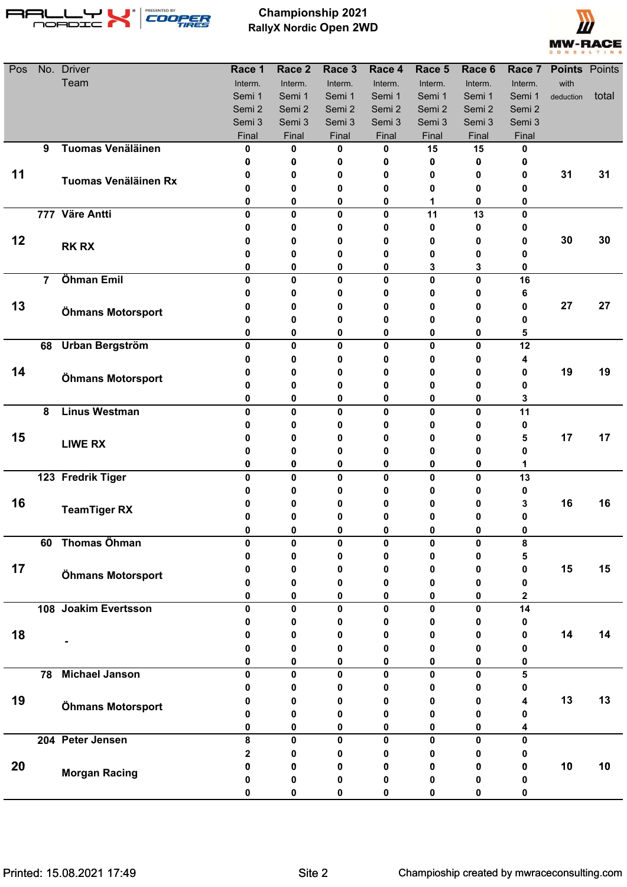# Championship 2021
## RallyX Nordic Open 2WD

| Pos | No. | Driver / Team | Race 1 (Interm. / Semi 1 / Semi 2 / Semi 3 / Final) | Race 2 (Interm. / Semi 1 / Semi 2 / Semi 3 / Final) | Race 3 (Interm. / Semi 1 / Semi 2 / Semi 3 / Final) | Race 4 (Interm. / Semi 1 / Semi 2 / Semi 3 / Final) | Race 5 (Interm. / Semi 1 / Semi 2 / Semi 3 / Final) | Race 6 (Interm. / Semi 1 / Semi 2 / Semi 3 / Final) | Race 7 (Interm. / Semi 1 / Semi 2 / Semi 3 / Final) | Points with deduction | Points total |
|---|---|---|---|---|---|---|---|---|---|---|---|
| 11 | 9 | **Tuomas Venäläinen** / Tuomas Venäläinen Rx | 0 / 0 / 0 / 0 / 0 | 0 / 0 / 0 / 0 / 0 | 0 / 0 / 0 / 0 / 0 | 0 / 0 / 0 / 0 / 0 | 15 / 0 / 0 / 0 / 1 | 15 / 0 / 0 / 0 / 0 | 0 / 0 / 0 / 0 / 0 | 31 | 31 |
| 12 | 777 | **Väre Antti** / RK RX | 0 / 0 / 0 / 0 / 0 | 0 / 0 / 0 / 0 / 0 | 0 / 0 / 0 / 0 / 0 | 0 / 0 / 0 / 0 / 0 | 11 / 0 / 0 / 0 / 3 | 13 / 0 / 0 / 0 / 3 | 0 / 0 / 0 / 0 / 0 | 30 | 30 |
| 13 | 7 | **Öhman Emil** / Öhmans Motorsport | 0 / 0 / 0 / 0 / 0 | 0 / 0 / 0 / 0 / 0 | 0 / 0 / 0 / 0 / 0 | 0 / 0 / 0 / 0 / 0 | 0 / 0 / 0 / 0 / 0 | 0 / 0 / 0 / 0 / 0 | 16 / 6 / 0 / 0 / 5 | 27 | 27 |
| 14 | 68 | **Urban Bergström** / Öhmans Motorsport | 0 / 0 / 0 / 0 / 0 | 0 / 0 / 0 / 0 / 0 | 0 / 0 / 0 / 0 / 0 | 0 / 0 / 0 / 0 / 0 | 0 / 0 / 0 / 0 / 0 | 0 / 0 / 0 / 0 / 0 | 12 / 4 / 0 / 0 / 3 | 19 | 19 |
| 15 | 8 | **Linus Westman** / LIWE RX | 0 / 0 / 0 / 0 / 0 | 0 / 0 / 0 / 0 / 0 | 0 / 0 / 0 / 0 / 0 | 0 / 0 / 0 / 0 / 0 | 0 / 0 / 0 / 0 / 0 | 0 / 0 / 0 / 0 / 0 | 11 / 0 / 5 / 0 / 1 | 17 | 17 |
| 16 | 123 | **Fredrik Tiger** / TeamTiger RX | 0 / 0 / 0 / 0 / 0 | 0 / 0 / 0 / 0 / 0 | 0 / 0 / 0 / 0 / 0 | 0 / 0 / 0 / 0 / 0 | 0 / 0 / 0 / 0 / 0 | 0 / 0 / 0 / 0 / 0 | 13 / 0 / 3 / 0 / 0 | 16 | 16 |
| 17 | 60 | **Thomas Öhman** / Öhmans Motorsport | 0 / 0 / 0 / 0 / 0 | 0 / 0 / 0 / 0 / 0 | 0 / 0 / 0 / 0 / 0 | 0 / 0 / 0 / 0 / 0 | 0 / 0 / 0 / 0 / 0 | 0 / 0 / 0 / 0 / 0 | 8 / 5 / 0 / 0 / 2 | 15 | 15 |
| 18 | 108 | **Joakim Evertsson** / - | 0 / 0 / 0 / 0 / 0 | 0 / 0 / 0 / 0 / 0 | 0 / 0 / 0 / 0 / 0 | 0 / 0 / 0 / 0 / 0 | 0 / 0 / 0 / 0 / 0 | 0 / 0 / 0 / 0 / 0 | 14 / 0 / 0 / 0 / 0 | 14 | 14 |
| 19 | 78 | **Michael Janson** / Öhmans Motorsport | 0 / 0 / 0 / 0 / 0 | 0 / 0 / 0 / 0 / 0 | 0 / 0 / 0 / 0 / 0 | 0 / 0 / 0 / 0 / 0 | 0 / 0 / 0 / 0 / 0 | 0 / 0 / 0 / 0 / 0 | 5 / 0 / 4 / 0 / 4 | 13 | 13 |
| 20 | 204 | **Peter Jensen** / Morgan Racing | 8 / 2 / 0 / 0 / 0 | 0 / 0 / 0 / 0 / 0 | 0 / 0 / 0 / 0 / 0 | 0 / 0 / 0 / 0 / 0 | 0 / 0 / 0 / 0 / 0 | 0 / 0 / 0 / 0 / 0 | 0 / 0 / 0 / 0 / 0 | 10 | 10 |

Printed: 15.08.2021 17:49

Champioship created by mwraceconsulting.com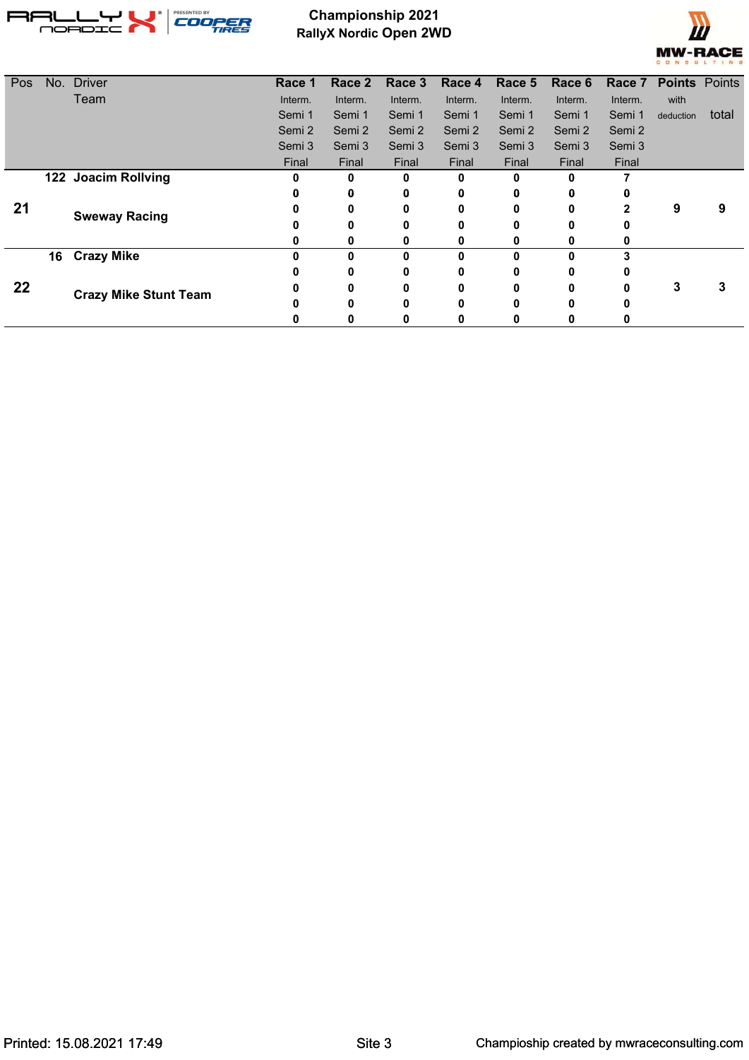# Championship 2021

## RallyX Nordic Open 2WD

| Pos | No. | Driver / Team | Race 1 | Race 2 | Race 3 | Race 4 | Race 5 | Race 6 | Race 7 | Points with deduction | Points total |
|---|---|---|---|---|---|---|---|---|---|---|---|
| | | | Interm. | Interm. | Interm. | Interm. | Interm. | Interm. | Interm. | | |
| | | | Semi 1 | Semi 1 | Semi 1 | Semi 1 | Semi 1 | Semi 1 | Semi 1 | | |
| | | | Semi 2 | Semi 2 | Semi 2 | Semi 2 | Semi 2 | Semi 2 | Semi 2 | | |
| | | | Semi 3 | Semi 3 | Semi 3 | Semi 3 | Semi 3 | Semi 3 | Semi 3 | | |
| | | | Final | Final | Final | Final | Final | Final | Final | | |
| 21 | 122 | **Joacim Rollving** | 0 | 0 | 0 | 0 | 0 | 0 | 7 | 9 | 9 |
| | | | 0 | 0 | 0 | 0 | 0 | 0 | 0 | | |
| | | **Sweway Racing** | 0 | 0 | 0 | 0 | 0 | 0 | 2 | | |
| | | | 0 | 0 | 0 | 0 | 0 | 0 | 0 | | |
| | | | 0 | 0 | 0 | 0 | 0 | 0 | 0 | | |
| 22 | 16 | **Crazy Mike** | 0 | 0 | 0 | 0 | 0 | 0 | 3 | 3 | 3 |
| | | | 0 | 0 | 0 | 0 | 0 | 0 | 0 | | |
| | | **Crazy Mike Stunt Team** | 0 | 0 | 0 | 0 | 0 | 0 | 0 | | |
| | | | 0 | 0 | 0 | 0 | 0 | 0 | 0 | | |
| | | | 0 | 0 | 0 | 0 | 0 | 0 | 0 | | |

Printed: 15.08.2021 17:49

Champioship created by mwraceconsulting.com